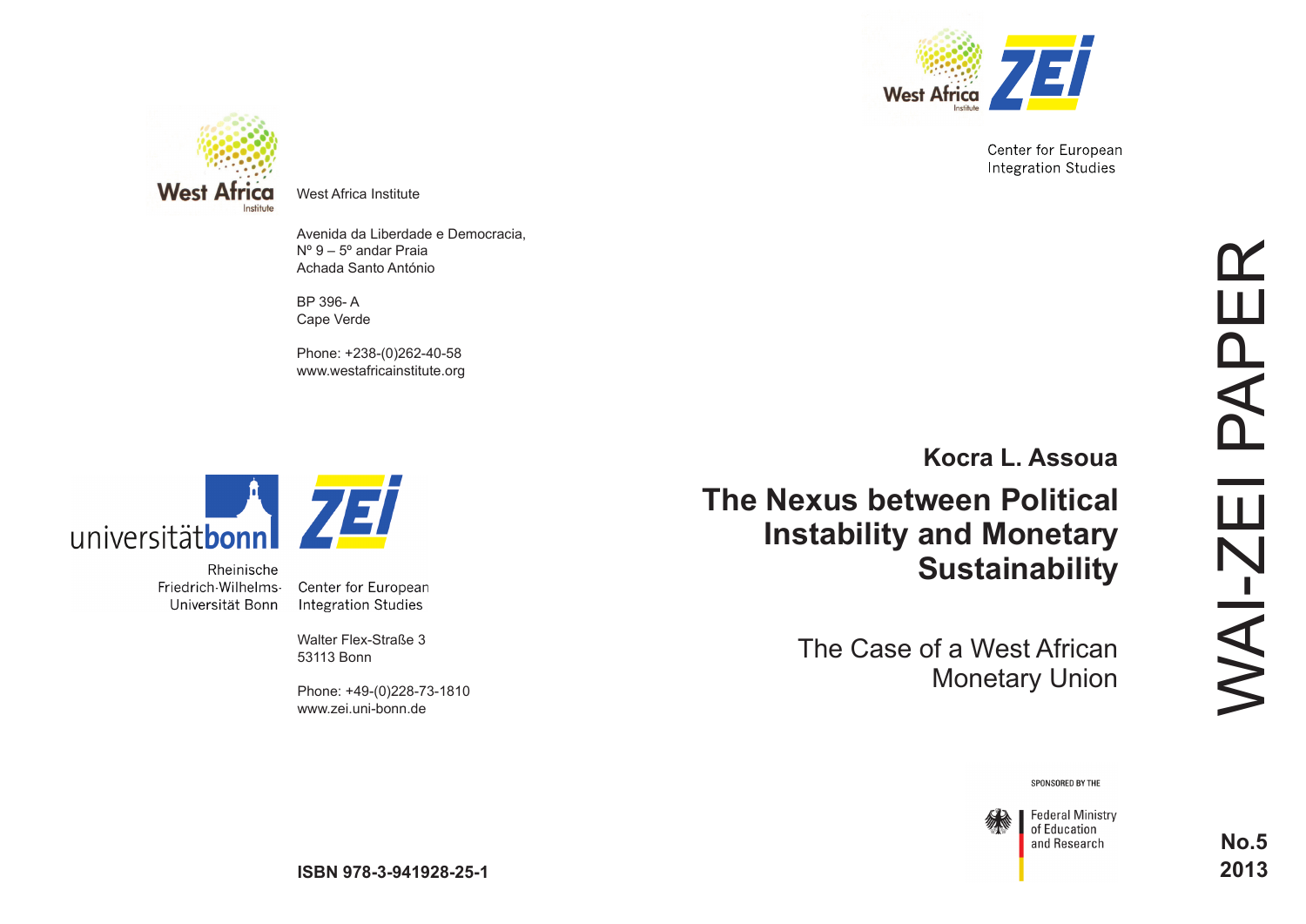West Africa Institute

Avenida da Liberdade e Democracia,
Nº 9 – 5º andar Praia
Achada Santo António

BP 396- A
Cape Verde

Phone: +238-(0)262-40-58
www.westafricainstitute.org

Rheinische
Friedrich-Wilhelms-
Universität Bonn

Center for European
Integration Studies

Walter Flex-Straße 3
53113 Bonn

Phone: +49-(0)228-73-1810
www.zei.uni-bonn.de

ISBN 978-3-941928-25-1

Center for European
Integration Studies

WAI-ZEI PAPER

**Kocra L. Assoua**

# The Nexus between Political Instability and Monetary Sustainability

## The Case of a West African Monetary Union

SPONSORED BY THE

Federal Ministry
of Education
and Research

**No.5**
**2013**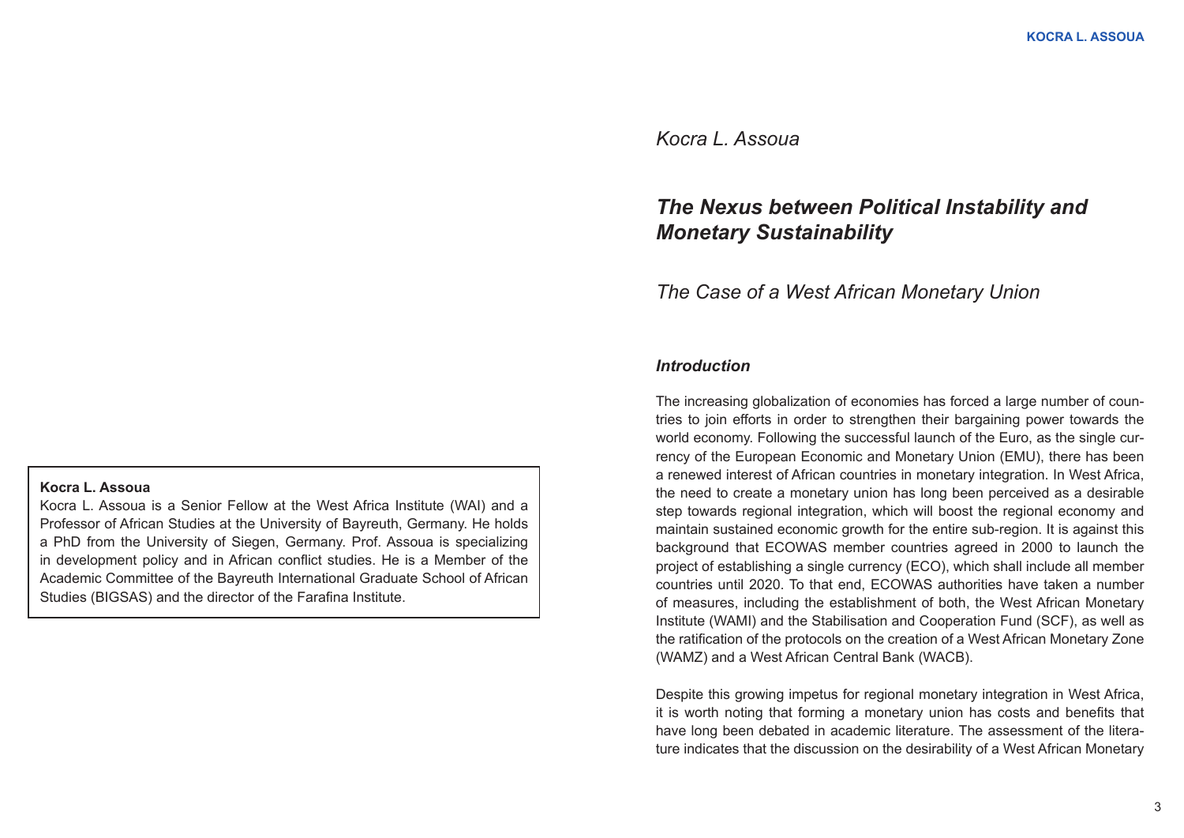**Kocra L. Assoua**
Kocra L. Assoua is a Senior Fellow at the West Africa Institute (WAI) and a Professor of African Studies at the University of Bayreuth, Germany. He holds a PhD from the University of Siegen, Germany. Prof. Assoua is specializing in development policy and in African conflict studies. He is a Member of the Academic Committee of the Bayreuth International Graduate School of African Studies (BIGSAS) and the director of the Farafina Institute.

*Kocra L. Assoua*

# *The Nexus between Political Instability and Monetary Sustainability*

## *The Case of a West African Monetary Union*

### *Introduction*

The increasing globalization of economies has forced a large number of countries to join efforts in order to strengthen their bargaining power towards the world economy. Following the successful launch of the Euro, as the single currency of the European Economic and Monetary Union (EMU), there has been a renewed interest of African countries in monetary integration. In West Africa, the need to create a monetary union has long been perceived as a desirable step towards regional integration, which will boost the regional economy and maintain sustained economic growth for the entire sub-region. It is against this background that ECOWAS member countries agreed in 2000 to launch the project of establishing a single currency (ECO), which shall include all member countries until 2020. To that end, ECOWAS authorities have taken a number of measures, including the establishment of both, the West African Monetary Institute (WAMI) and the Stabilisation and Cooperation Fund (SCF), as well as the ratification of the protocols on the creation of a West African Monetary Zone (WAMZ) and a West African Central Bank (WACB).

Despite this growing impetus for regional monetary integration in West Africa, it is worth noting that forming a monetary union has costs and benefits that have long been debated in academic literature. The assessment of the literature indicates that the discussion on the desirability of a West African Monetary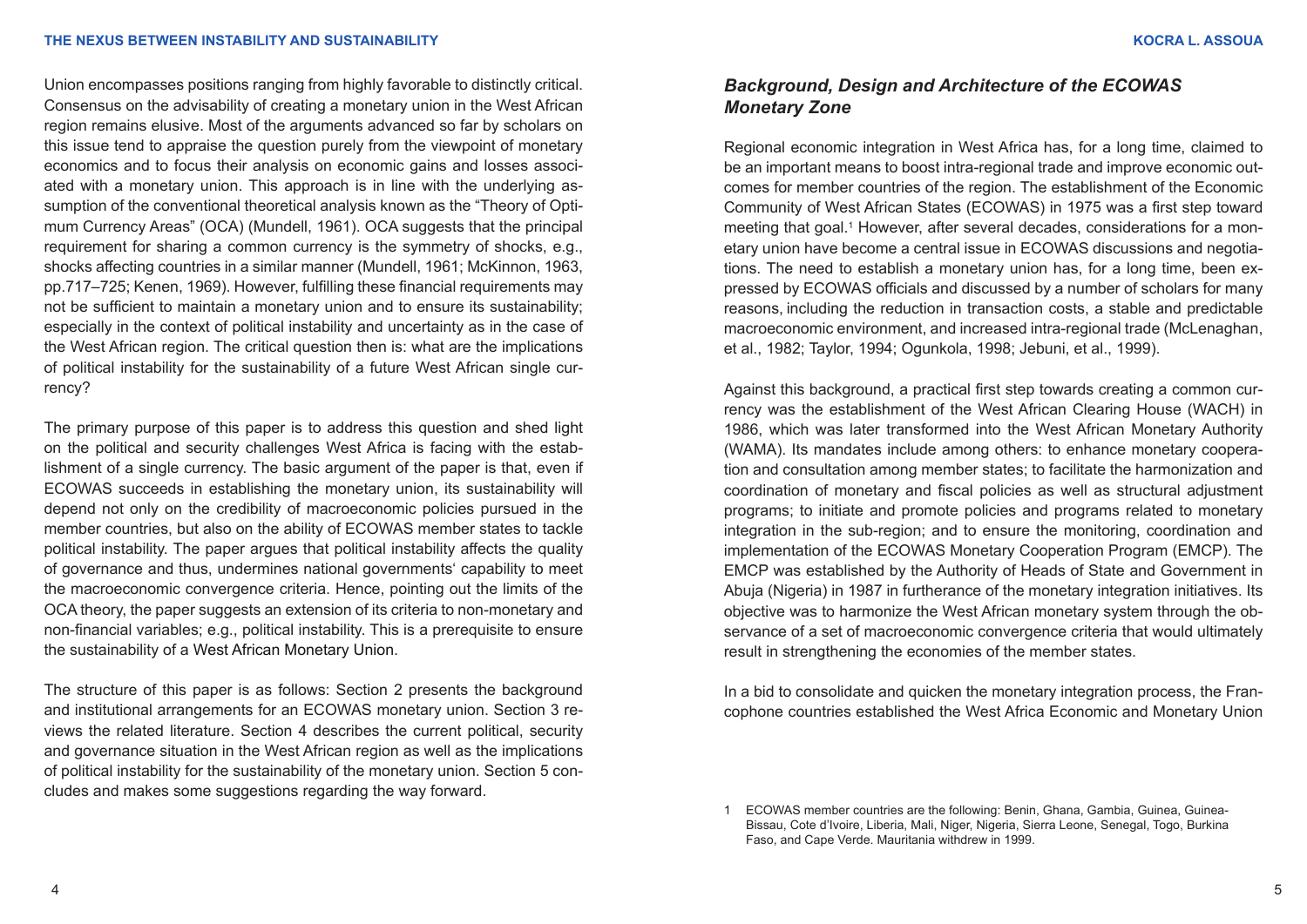Union encompasses positions ranging from highly favorable to distinctly critical. Consensus on the advisability of creating a monetary union in the West African region remains elusive. Most of the arguments advanced so far by scholars on this issue tend to appraise the question purely from the viewpoint of monetary economics and to focus their analysis on economic gains and losses associated with a monetary union. This approach is in line with the underlying assumption of the conventional theoretical analysis known as the "Theory of Optimum Currency Areas" (OCA) (Mundell, 1961). OCA suggests that the principal requirement for sharing a common currency is the symmetry of shocks, e.g., shocks affecting countries in a similar manner (Mundell, 1961; McKinnon, 1963, pp.717–725; Kenen, 1969). However, fulfilling these financial requirements may not be sufficient to maintain a monetary union and to ensure its sustainability; especially in the context of political instability and uncertainty as in the case of the West African region. The critical question then is: what are the implications of political instability for the sustainability of a future West African single currency?

The primary purpose of this paper is to address this question and shed light on the political and security challenges West Africa is facing with the establishment of a single currency. The basic argument of the paper is that, even if ECOWAS succeeds in establishing the monetary union, its sustainability will depend not only on the credibility of macroeconomic policies pursued in the member countries, but also on the ability of ECOWAS member states to tackle political instability. The paper argues that political instability affects the quality of governance and thus, undermines national governments' capability to meet the macroeconomic convergence criteria. Hence, pointing out the limits of the OCA theory, the paper suggests an extension of its criteria to non-monetary and non-financial variables; e.g., political instability. This is a prerequisite to ensure the sustainability of a West African Monetary Union.

The structure of this paper is as follows: Section 2 presents the background and institutional arrangements for an ECOWAS monetary union. Section 3 reviews the related literature. Section 4 describes the current political, security and governance situation in the West African region as well as the implications of political instability for the sustainability of the monetary union. Section 5 concludes and makes some suggestions regarding the way forward.

## *Background, Design and Architecture of the ECOWAS Monetary Zone*

Regional economic integration in West Africa has, for a long time, claimed to be an important means to boost intra-regional trade and improve economic outcomes for member countries of the region. The establishment of the Economic Community of West African States (ECOWAS) in 1975 was a first step toward meeting that goal.[1] However, after several decades, considerations for a monetary union have become a central issue in ECOWAS discussions and negotiations. The need to establish a monetary union has, for a long time, been expressed by ECOWAS officials and discussed by a number of scholars for many reasons, including the reduction in transaction costs, a stable and predictable macroeconomic environment, and increased intra-regional trade (McLenaghan, et al., 1982; Taylor, 1994; Ogunkola, 1998; Jebuni, et al., 1999).

Against this background, a practical first step towards creating a common currency was the establishment of the West African Clearing House (WACH) in 1986, which was later transformed into the West African Monetary Authority (WAMA). Its mandates include among others: to enhance monetary cooperation and consultation among member states; to facilitate the harmonization and coordination of monetary and fiscal policies as well as structural adjustment programs; to initiate and promote policies and programs related to monetary integration in the sub-region; and to ensure the monitoring, coordination and implementation of the ECOWAS Monetary Cooperation Program (EMCP). The EMCP was established by the Authority of Heads of State and Government in Abuja (Nigeria) in 1987 in furtherance of the monetary integration initiatives. Its objective was to harmonize the West African monetary system through the observance of a set of macroeconomic convergence criteria that would ultimately result in strengthening the economies of the member states.

In a bid to consolidate and quicken the monetary integration process, the Francophone countries established the West Africa Economic and Monetary Union

[1] ECOWAS member countries are the following: Benin, Ghana, Gambia, Guinea, Guinea-Bissau, Cote d'Ivoire, Liberia, Mali, Niger, Nigeria, Sierra Leone, Senegal, Togo, Burkina Faso, and Cape Verde. Mauritania withdrew in 1999.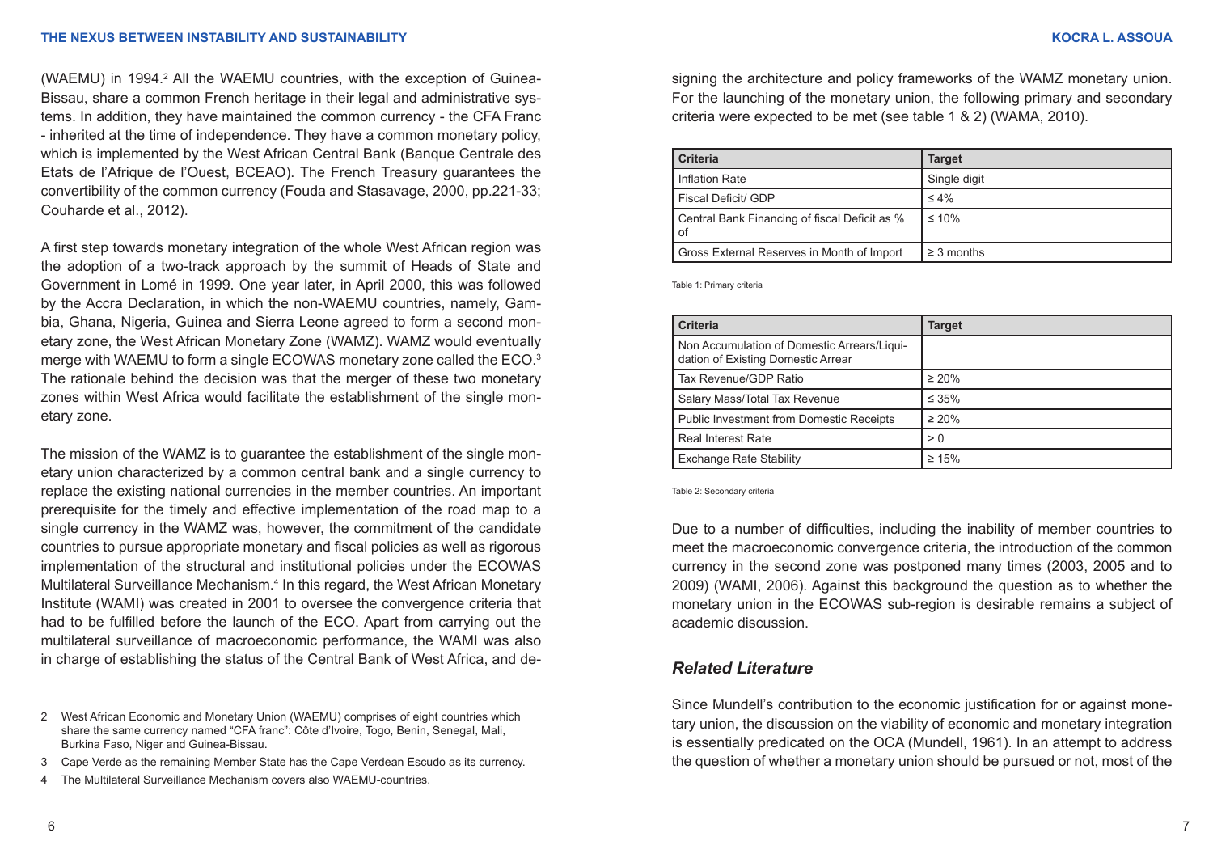(WAEMU) in 1994.[2] All the WAEMU countries, with the exception of Guinea-Bissau, share a common French heritage in their legal and administrative systems. In addition, they have maintained the common currency - the CFA Franc - inherited at the time of independence. They have a common monetary policy, which is implemented by the West African Central Bank (Banque Centrale des Etats de l'Afrique de l'Ouest, BCEAO). The French Treasury guarantees the convertibility of the common currency (Fouda and Stasavage, 2000, pp.221-33; Couharde et al., 2012).

A first step towards monetary integration of the whole West African region was the adoption of a two-track approach by the summit of Heads of State and Government in Lomé in 1999. One year later, in April 2000, this was followed by the Accra Declaration, in which the non-WAEMU countries, namely, Gambia, Ghana, Nigeria, Guinea and Sierra Leone agreed to form a second monetary zone, the West African Monetary Zone (WAMZ). WAMZ would eventually merge with WAEMU to form a single ECOWAS monetary zone called the ECO.[3] The rationale behind the decision was that the merger of these two monetary zones within West Africa would facilitate the establishment of the single monetary zone.

The mission of the WAMZ is to guarantee the establishment of the single monetary union characterized by a common central bank and a single currency to replace the existing national currencies in the member countries. An important prerequisite for the timely and effective implementation of the road map to a single currency in the WAMZ was, however, the commitment of the candidate countries to pursue appropriate monetary and fiscal policies as well as rigorous implementation of the structural and institutional policies under the ECOWAS Multilateral Surveillance Mechanism.[4] In this regard, the West African Monetary Institute (WAMI) was created in 2001 to oversee the convergence criteria that had to be fulfilled before the launch of the ECO. Apart from carrying out the multilateral surveillance of macroeconomic performance, the WAMI was also in charge of establishing the status of the Central Bank of West Africa, and designing the architecture and policy frameworks of the WAMZ monetary union. For the launching of the monetary union, the following primary and secondary criteria were expected to be met (see table 1 & 2) (WAMA, 2010).

| Criteria | Target |
|---|---|
| Inflation Rate | Single digit |
| Fiscal Deficit/ GDP | ≤ 4% |
| Central Bank Financing of fiscal Deficit as % of | ≤ 10% |
| Gross External Reserves in Month of Import | ≥ 3 months |

Table 1: Primary criteria

| Criteria | Target |
|---|---|
| Non Accumulation of Domestic Arrears/Liquidation of Existing Domestic Arrear | |
| Tax Revenue/GDP Ratio | ≥ 20% |
| Salary Mass/Total Tax Revenue | ≤ 35% |
| Public Investment from Domestic Receipts | ≥ 20% |
| Real Interest Rate | > 0 |
| Exchange Rate Stability | ≥ 15% |

Table 2: Secondary criteria

Due to a number of difficulties, including the inability of member countries to meet the macroeconomic convergence criteria, the introduction of the common currency in the second zone was postponed many times (2003, 2005 and to 2009) (WAMI, 2006). Against this background the question as to whether the monetary union in the ECOWAS sub-region is desirable remains a subject of academic discussion.

### *Related Literature*

Since Mundell's contribution to the economic justification for or against monetary union, the discussion on the viability of economic and monetary integration is essentially predicated on the OCA (Mundell, 1961). In an attempt to address the question of whether a monetary union should be pursued or not, most of the

---

2 West African Economic and Monetary Union (WAEMU) comprises of eight countries which share the same currency named "CFA franc": Côte d'Ivoire, Togo, Benin, Senegal, Mali, Burkina Faso, Niger and Guinea-Bissau.

3 Cape Verde as the remaining Member State has the Cape Verdean Escudo as its currency.

4 The Multilateral Surveillance Mechanism covers also WAEMU-countries.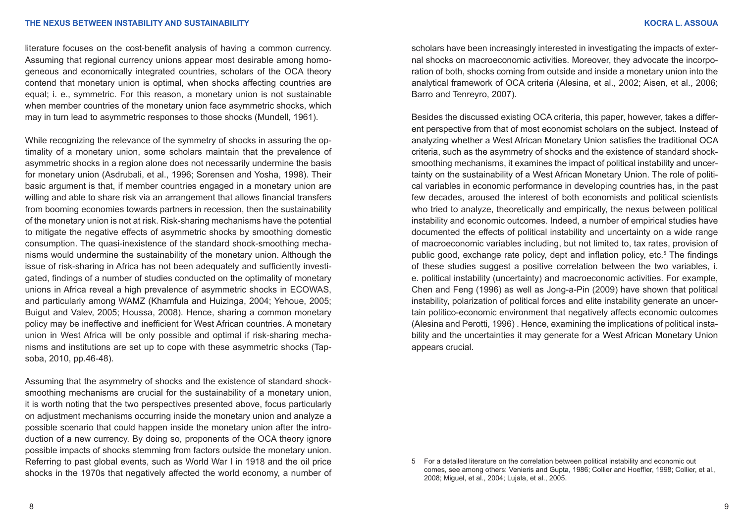literature focuses on the cost-benefit analysis of having a common currency. Assuming that regional currency unions appear most desirable among homogeneous and economically integrated countries, scholars of the OCA theory contend that monetary union is optimal, when shocks affecting countries are equal; i. e., symmetric. For this reason, a monetary union is not sustainable when member countries of the monetary union face asymmetric shocks, which may in turn lead to asymmetric responses to those shocks (Mundell, 1961).

While recognizing the relevance of the symmetry of shocks in assuring the optimality of a monetary union, some scholars maintain that the prevalence of asymmetric shocks in a region alone does not necessarily undermine the basis for monetary union (Asdrubali, et al., 1996; Sorensen and Yosha, 1998). Their basic argument is that, if member countries engaged in a monetary union are willing and able to share risk via an arrangement that allows financial transfers from booming economies towards partners in recession, then the sustainability of the monetary union is not at risk. Risk-sharing mechanisms have the potential to mitigate the negative effects of asymmetric shocks by smoothing domestic consumption. The quasi-inexistence of the standard shock-smoothing mechanisms would undermine the sustainability of the monetary union. Although the issue of risk-sharing in Africa has not been adequately and sufficiently investigated, findings of a number of studies conducted on the optimality of monetary unions in Africa reveal a high prevalence of asymmetric shocks in ECOWAS, and particularly among WAMZ (Khamfula and Huizinga, 2004; Yehoue, 2005; Buigut and Valev, 2005; Houssa, 2008). Hence, sharing a common monetary policy may be ineffective and inefficient for West African countries. A monetary union in West Africa will be only possible and optimal if risk-sharing mechanisms and institutions are set up to cope with these asymmetric shocks (Tapsoba, 2010, pp.46-48).

Assuming that the asymmetry of shocks and the existence of standard shock-smoothing mechanisms are crucial for the sustainability of a monetary union, it is worth noting that the two perspectives presented above, focus particularly on adjustment mechanisms occurring inside the monetary union and analyze a possible scenario that could happen inside the monetary union after the introduction of a new currency. By doing so, proponents of the OCA theory ignore possible impacts of shocks stemming from factors outside the monetary union. Referring to past global events, such as World War I in 1918 and the oil price shocks in the 1970s that negatively affected the world economy, a number of scholars have been increasingly interested in investigating the impacts of external shocks on macroeconomic activities. Moreover, they advocate the incorporation of both, shocks coming from outside and inside a monetary union into the analytical framework of OCA criteria (Alesina, et al., 2002; Aisen, et al., 2006; Barro and Tenreyro, 2007).

Besides the discussed existing OCA criteria, this paper, however, takes a different perspective from that of most economist scholars on the subject. Instead of analyzing whether a West African Monetary Union satisfies the traditional OCA criteria, such as the asymmetry of shocks and the existence of standard shock-smoothing mechanisms, it examines the impact of political instability and uncertainty on the sustainability of a West African Monetary Union. The role of political variables in economic performance in developing countries has, in the past few decades, aroused the interest of both economists and political scientists who tried to analyze, theoretically and empirically, the nexus between political instability and economic outcomes. Indeed, a number of empirical studies have documented the effects of political instability and uncertainty on a wide range of macroeconomic variables including, but not limited to, tax rates, provision of public good, exchange rate policy, dept and inflation policy, etc.[5] The findings of these studies suggest a positive correlation between the two variables, i. e. political instability (uncertainty) and macroeconomic activities. For example, Chen and Feng (1996) as well as Jong-a-Pin (2009) have shown that political instability, polarization of political forces and elite instability generate an uncertain politico-economic environment that negatively affects economic outcomes (Alesina and Perotti, 1996) . Hence, examining the implications of political instability and the uncertainties it may generate for a West African Monetary Union appears crucial.

5 For a detailed literature on the correlation between political instability and economic out comes, see among others: Venieris and Gupta, 1986; Collier and Hoeffler, 1998; Collier, et al., 2008; Miguel, et al., 2004; Lujala, et al., 2005.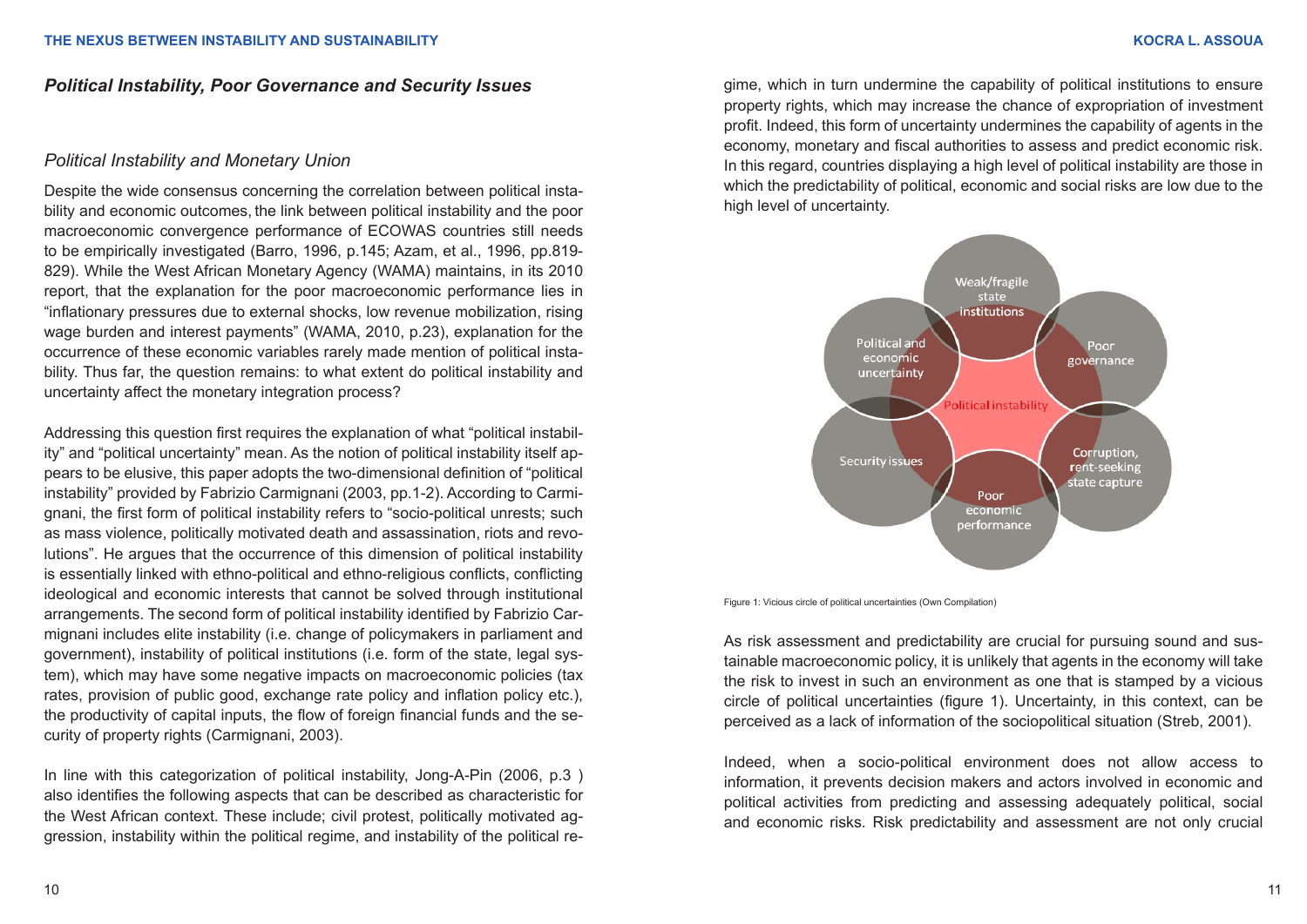## *Political Instability, Poor Governance and Security Issues*

### *Political Instability and Monetary Union*

Despite the wide consensus concerning the correlation between political instability and economic outcomes, the link between political instability and the poor macroeconomic convergence performance of ECOWAS countries still needs to be empirically investigated (Barro, 1996, p.145; Azam, et al., 1996, pp.819-829). While the West African Monetary Agency (WAMA) maintains, in its 2010 report, that the explanation for the poor macroeconomic performance lies in "inflationary pressures due to external shocks, low revenue mobilization, rising wage burden and interest payments" (WAMA, 2010, p.23), explanation for the occurrence of these economic variables rarely made mention of political instability. Thus far, the question remains: to what extent do political instability and uncertainty affect the monetary integration process?

Addressing this question first requires the explanation of what "political instability" and "political uncertainty" mean. As the notion of political instability itself appears to be elusive, this paper adopts the two-dimensional definition of "political instability" provided by Fabrizio Carmignani (2003, pp.1-2). According to Carmignani, the first form of political instability refers to "socio-political unrests; such as mass violence, politically motivated death and assassination, riots and revolutions". He argues that the occurrence of this dimension of political instability is essentially linked with ethno-political and ethno-religious conflicts, conflicting ideological and economic interests that cannot be solved through institutional arrangements. The second form of political instability identified by Fabrizio Carmignani includes elite instability (i.e. change of policymakers in parliament and government), instability of political institutions (i.e. form of the state, legal system), which may have some negative impacts on macroeconomic policies (tax rates, provision of public good, exchange rate policy and inflation policy etc.), the productivity of capital inputs, the flow of foreign financial funds and the security of property rights (Carmignani, 2003).

In line with this categorization of political instability, Jong-A-Pin (2006, p.3 ) also identifies the following aspects that can be described as characteristic for the West African context. These include; civil protest, politically motivated aggression, instability within the political regime, and instability of the political regime, which in turn undermine the capability of political institutions to ensure property rights, which may increase the chance of expropriation of investment profit. Indeed, this form of uncertainty undermines the capability of agents in the economy, monetary and fiscal authorities to assess and predict economic risk. In this regard, countries displaying a high level of political instability are those in which the predictability of political, economic and social risks are low due to the high level of uncertainty.

Figure 1: Vicious circle of political uncertainties (Own Compilation)

As risk assessment and predictability are crucial for pursuing sound and sustainable macroeconomic policy, it is unlikely that agents in the economy will take the risk to invest in such an environment as one that is stamped by a vicious circle of political uncertainties (figure 1). Uncertainty, in this context, can be perceived as a lack of information of the sociopolitical situation (Streb, 2001).

Indeed, when a socio-political environment does not allow access to information, it prevents decision makers and actors involved in economic and political activities from predicting and assessing adequately political, social and economic risks. Risk predictability and assessment are not only crucial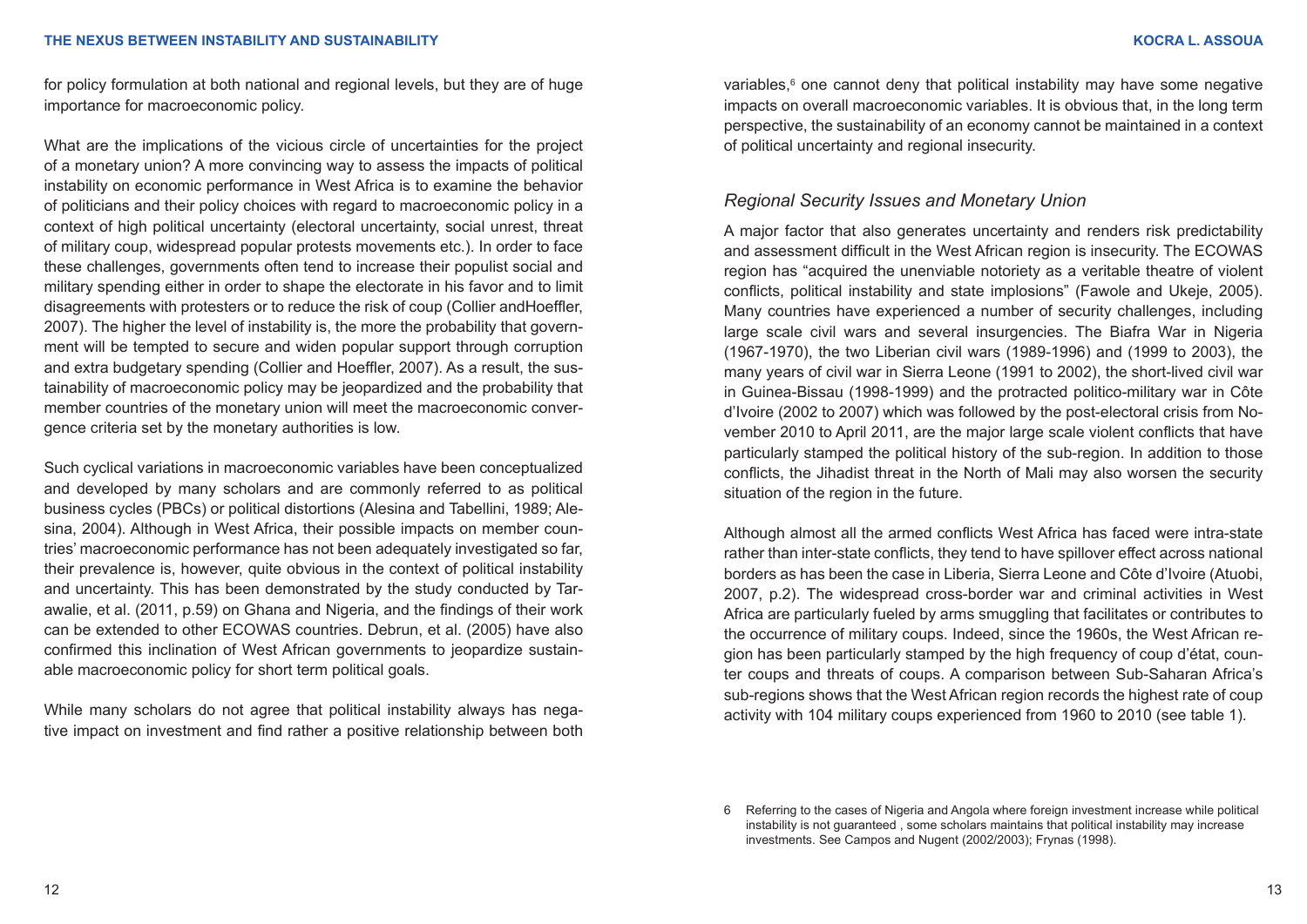for policy formulation at both national and regional levels, but they are of huge importance for macroeconomic policy.

What are the implications of the vicious circle of uncertainties for the project of a monetary union? A more convincing way to assess the impacts of political instability on economic performance in West Africa is to examine the behavior of politicians and their policy choices with regard to macroeconomic policy in a context of high political uncertainty (electoral uncertainty, social unrest, threat of military coup, widespread popular protests movements etc.). In order to face these challenges, governments often tend to increase their populist social and military spending either in order to shape the electorate in his favor and to limit disagreements with protesters or to reduce the risk of coup (Collier andHoeffler, 2007). The higher the level of instability is, the more the probability that government will be tempted to secure and widen popular support through corruption and extra budgetary spending (Collier and Hoeffler, 2007). As a result, the sustainability of macroeconomic policy may be jeopardized and the probability that member countries of the monetary union will meet the macroeconomic convergence criteria set by the monetary authorities is low.

Such cyclical variations in macroeconomic variables have been conceptualized and developed by many scholars and are commonly referred to as political business cycles (PBCs) or political distortions (Alesina and Tabellini, 1989; Alesina, 2004). Although in West Africa, their possible impacts on member countries' macroeconomic performance has not been adequately investigated so far, their prevalence is, however, quite obvious in the context of political instability and uncertainty. This has been demonstrated by the study conducted by Tarawalie, et al. (2011, p.59) on Ghana and Nigeria, and the findings of their work can be extended to other ECOWAS countries. Debrun, et al. (2005) have also confirmed this inclination of West African governments to jeopardize sustainable macroeconomic policy for short term political goals.

While many scholars do not agree that political instability always has negative impact on investment and find rather a positive relationship between both variables,[6] one cannot deny that political instability may have some negative impacts on overall macroeconomic variables. It is obvious that, in the long term perspective, the sustainability of an economy cannot be maintained in a context of political uncertainty and regional insecurity.

### *Regional Security Issues and Monetary Union*

A major factor that also generates uncertainty and renders risk predictability and assessment difficult in the West African region is insecurity. The ECOWAS region has "acquired the unenviable notoriety as a veritable theatre of violent conflicts, political instability and state implosions" (Fawole and Ukeje, 2005). Many countries have experienced a number of security challenges, including large scale civil wars and several insurgencies. The Biafra War in Nigeria (1967-1970), the two Liberian civil wars (1989-1996) and (1999 to 2003), the many years of civil war in Sierra Leone (1991 to 2002), the short-lived civil war in Guinea-Bissau (1998-1999) and the protracted politico-military war in Côte d'Ivoire (2002 to 2007) which was followed by the post-electoral crisis from November 2010 to April 2011, are the major large scale violent conflicts that have particularly stamped the political history of the sub-region. In addition to those conflicts, the Jihadist threat in the North of Mali may also worsen the security situation of the region in the future.

Although almost all the armed conflicts West Africa has faced were intra-state rather than inter-state conflicts, they tend to have spillover effect across national borders as has been the case in Liberia, Sierra Leone and Côte d'Ivoire (Atuobi, 2007, p.2). The widespread cross-border war and criminal activities in West Africa are particularly fueled by arms smuggling that facilitates or contributes to the occurrence of military coups. Indeed, since the 1960s, the West African region has been particularly stamped by the high frequency of coup d'état, counter coups and threats of coups. A comparison between Sub-Saharan Africa's sub-regions shows that the West African region records the highest rate of coup activity with 104 military coups experienced from 1960 to 2010 (see table 1).

6 Referring to the cases of Nigeria and Angola where foreign investment increase while political instability is not guaranteed , some scholars maintains that political instability may increase investments. See Campos and Nugent (2002/2003); Frynas (1998).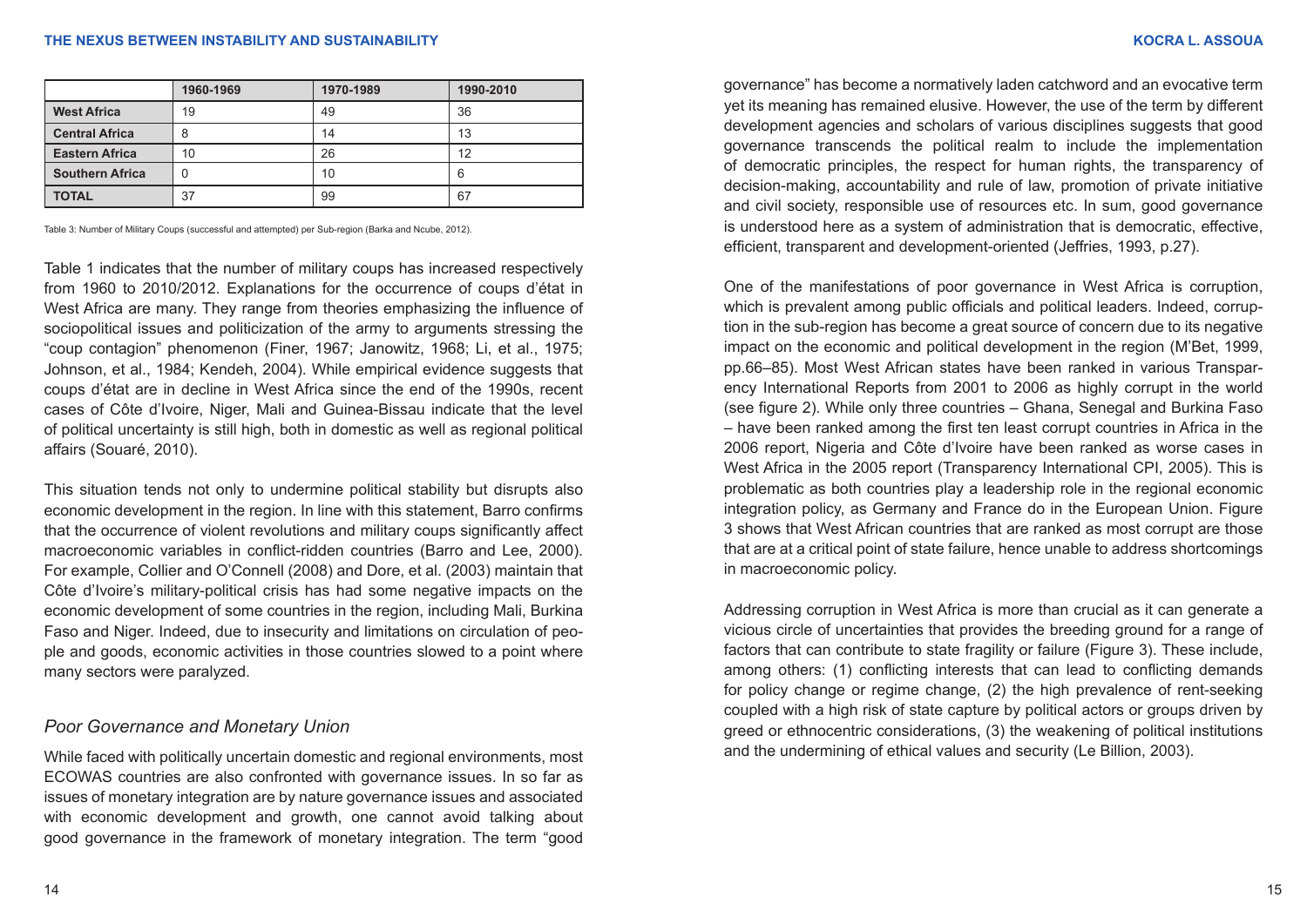| | 1960-1969 | 1970-1989 | 1990-2010 |
|---|---|---|---|
| **West Africa** | 19 | 49 | 36 |
| **Central Africa** | 8 | 14 | 13 |
| **Eastern Africa** | 10 | 26 | 12 |
| **Southern Africa** | 0 | 10 | 6 |
| **TOTAL** | 37 | 99 | 67 |

Table 3: Number of Military Coups (successful and attempted) per Sub-region (Barka and Ncube, 2012).

Table 1 indicates that the number of military coups has increased respectively from 1960 to 2010/2012. Explanations for the occurrence of coups d'état in West Africa are many. They range from theories emphasizing the influence of sociopolitical issues and politicization of the army to arguments stressing the "coup contagion" phenomenon (Finer, 1967; Janowitz, 1968; Li, et al., 1975; Johnson, et al., 1984; Kendeh, 2004). While empirical evidence suggests that coups d'état are in decline in West Africa since the end of the 1990s, recent cases of Côte d'Ivoire, Niger, Mali and Guinea-Bissau indicate that the level of political uncertainty is still high, both in domestic as well as regional political affairs (Souaré, 2010).

This situation tends not only to undermine political stability but disrupts also economic development in the region. In line with this statement, Barro confirms that the occurrence of violent revolutions and military coups significantly affect macroeconomic variables in conflict-ridden countries (Barro and Lee, 2000). For example, Collier and O'Connell (2008) and Dore, et al. (2003) maintain that Côte d'Ivoire's military-political crisis has had some negative impacts on the economic development of some countries in the region, including Mali, Burkina Faso and Niger. Indeed, due to insecurity and limitations on circulation of people and goods, economic activities in those countries slowed to a point where many sectors were paralyzed.

### *Poor Governance and Monetary Union*

While faced with politically uncertain domestic and regional environments, most ECOWAS countries are also confronted with governance issues. In so far as issues of monetary integration are by nature governance issues and associated with economic development and growth, one cannot avoid talking about good governance in the framework of monetary integration. The term "good governance" has become a normatively laden catchword and an evocative term yet its meaning has remained elusive. However, the use of the term by different development agencies and scholars of various disciplines suggests that good governance transcends the political realm to include the implementation of democratic principles, the respect for human rights, the transparency of decision-making, accountability and rule of law, promotion of private initiative and civil society, responsible use of resources etc. In sum, good governance is understood here as a system of administration that is democratic, effective, efficient, transparent and development-oriented (Jeffries, 1993, p.27).

One of the manifestations of poor governance in West Africa is corruption, which is prevalent among public officials and political leaders. Indeed, corruption in the sub-region has become a great source of concern due to its negative impact on the economic and political development in the region (M'Bet, 1999, pp.66–85). Most West African states have been ranked in various Transparency International Reports from 2001 to 2006 as highly corrupt in the world (see figure 2). While only three countries – Ghana, Senegal and Burkina Faso – have been ranked among the first ten least corrupt countries in Africa in the 2006 report, Nigeria and Côte d'Ivoire have been ranked as worse cases in West Africa in the 2005 report (Transparency International CPI, 2005). This is problematic as both countries play a leadership role in the regional economic integration policy, as Germany and France do in the European Union. Figure 3 shows that West African countries that are ranked as most corrupt are those that are at a critical point of state failure, hence unable to address shortcomings in macroeconomic policy.

Addressing corruption in West Africa is more than crucial as it can generate a vicious circle of uncertainties that provides the breeding ground for a range of factors that can contribute to state fragility or failure (Figure 3). These include, among others: (1) conflicting interests that can lead to conflicting demands for policy change or regime change, (2) the high prevalence of rent-seeking coupled with a high risk of state capture by political actors or groups driven by greed or ethnocentric considerations, (3) the weakening of political institutions and the undermining of ethical values and security (Le Billion, 2003).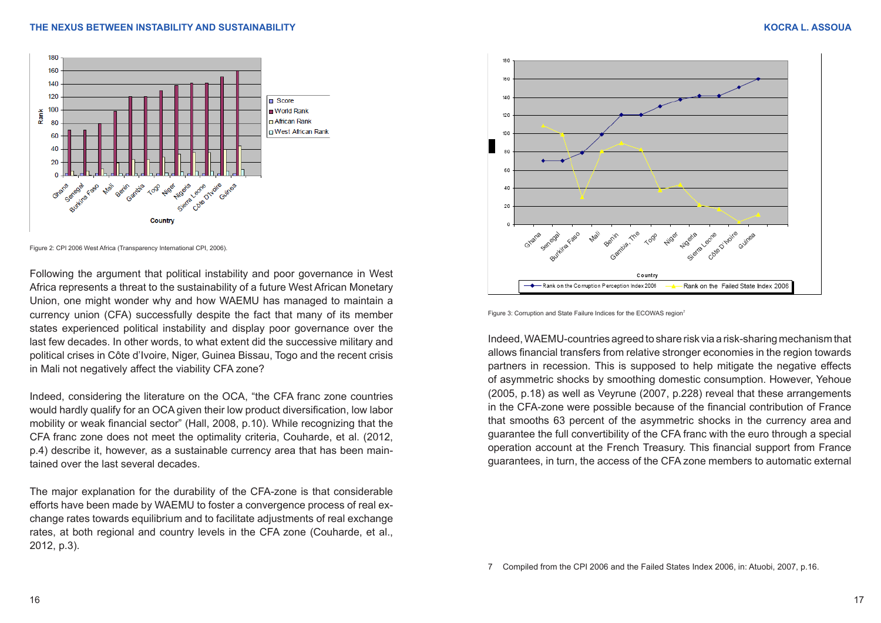Figure 2: CPI 2006 West Africa (Transparency International CPI, 2006).

Following the argument that political instability and poor governance in West Africa represents a threat to the sustainability of a future West African Monetary Union, one might wonder why and how WAEMU has managed to maintain a currency union (CFA) successfully despite the fact that many of its member states experienced political instability and display poor governance over the last few decades. In other words, to what extent did the successive military and political crises in Côte d'Ivoire, Niger, Guinea Bissau, Togo and the recent crisis in Mali not negatively affect the viability CFA zone?

Indeed, considering the literature on the OCA, "the CFA franc zone countries would hardly qualify for an OCA given their low product diversification, low labor mobility or weak financial sector" (Hall, 2008, p.10). While recognizing that the CFA franc zone does not meet the optimality criteria, Couharde, et al. (2012, p.4) describe it, however, as a sustainable currency area that has been maintained over the last several decades.

The major explanation for the durability of the CFA-zone is that considerable efforts have been made by WAEMU to foster a convergence process of real exchange rates towards equilibrium and to facilitate adjustments of real exchange rates, at both regional and country levels in the CFA zone (Couharde, et al., 2012, p.3).

Figure 3: Corruption and State Failure Indices for the ECOWAS region[7]

Indeed, WAEMU-countries agreed to share risk via a risk-sharing mechanism that allows financial transfers from relative stronger economies in the region towards partners in recession. This is supposed to help mitigate the negative effects of asymmetric shocks by smoothing domestic consumption. However, Yehoue (2005, p.18) as well as Veyrune (2007, p.228) reveal that these arrangements in the CFA-zone were possible because of the financial contribution of France that smooths 63 percent of the asymmetric shocks in the currency area and guarantee the full convertibility of the CFA franc with the euro through a special operation account at the French Treasury. This financial support from France guarantees, in turn, the access of the CFA zone members to automatic external

7 Compiled from the CPI 2006 and the Failed States Index 2006, in: Atuobi, 2007, p.16.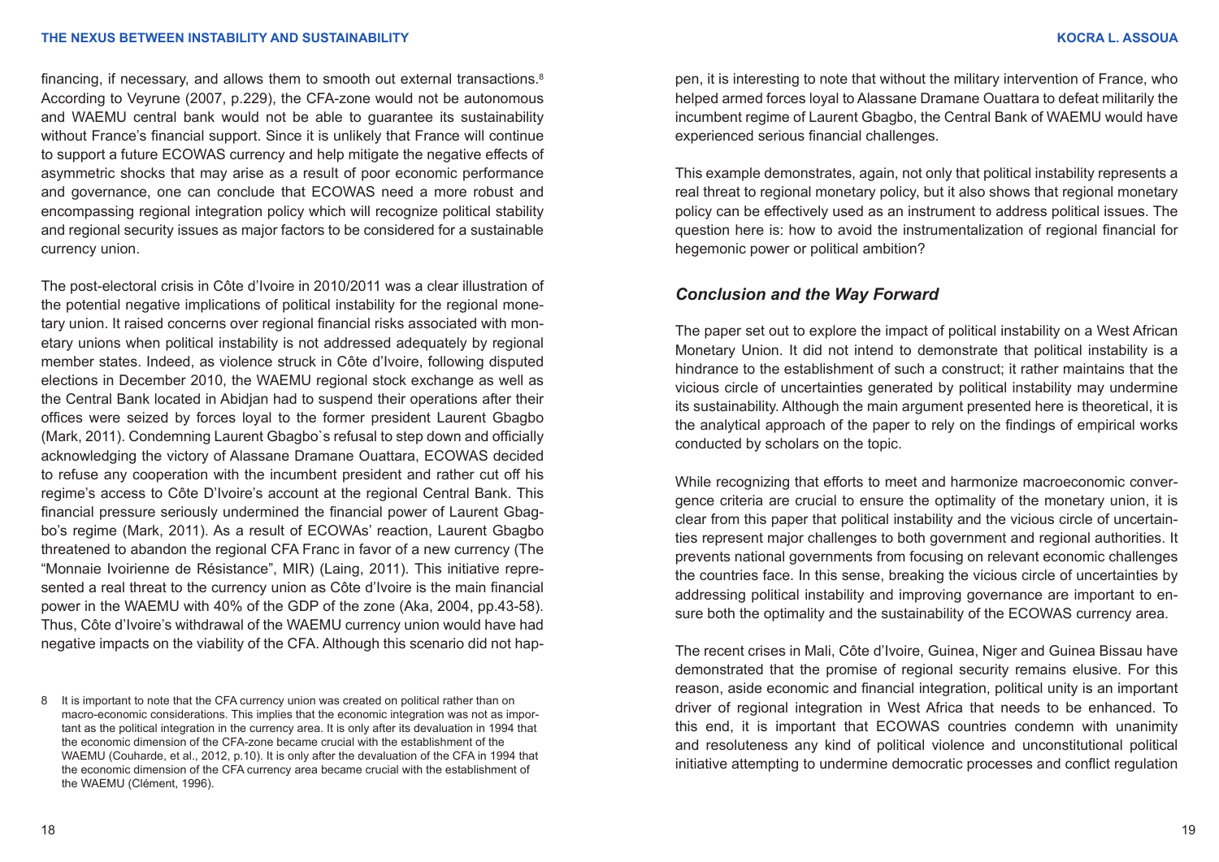financing, if necessary, and allows them to smooth out external transactions.[8] According to Veyrune (2007, p.229), the CFA-zone would not be autonomous and WAEMU central bank would not be able to guarantee its sustainability without France's financial support. Since it is unlikely that France will continue to support a future ECOWAS currency and help mitigate the negative effects of asymmetric shocks that may arise as a result of poor economic performance and governance, one can conclude that ECOWAS need a more robust and encompassing regional integration policy which will recognize political stability and regional security issues as major factors to be considered for a sustainable currency union.

The post-electoral crisis in Côte d'Ivoire in 2010/2011 was a clear illustration of the potential negative implications of political instability for the regional monetary union. It raised concerns over regional financial risks associated with monetary unions when political instability is not addressed adequately by regional member states. Indeed, as violence struck in Côte d'Ivoire, following disputed elections in December 2010, the WAEMU regional stock exchange as well as the Central Bank located in Abidjan had to suspend their operations after their offices were seized by forces loyal to the former president Laurent Gbagbo (Mark, 2011). Condemning Laurent Gbagbo`s refusal to step down and officially acknowledging the victory of Alassane Dramane Ouattara, ECOWAS decided to refuse any cooperation with the incumbent president and rather cut off his regime's access to Côte D'Ivoire's account at the regional Central Bank. This financial pressure seriously undermined the financial power of Laurent Gbagbo's regime (Mark, 2011). As a result of ECOWAs' reaction, Laurent Gbagbo threatened to abandon the regional CFA Franc in favor of a new currency (The "Monnaie Ivoirienne de Résistance", MIR) (Laing, 2011). This initiative represented a real threat to the currency union as Côte d'Ivoire is the main financial power in the WAEMU with 40% of the GDP of the zone (Aka, 2004, pp.43-58). Thus, Côte d'Ivoire's withdrawal of the WAEMU currency union would have had negative impacts on the viability of the CFA. Although this scenario did not happen, it is interesting to note that without the military intervention of France, who helped armed forces loyal to Alassane Dramane Ouattara to defeat militarily the incumbent regime of Laurent Gbagbo, the Central Bank of WAEMU would have experienced serious financial challenges.

This example demonstrates, again, not only that political instability represents a real threat to regional monetary policy, but it also shows that regional monetary policy can be effectively used as an instrument to address political issues. The question here is: how to avoid the instrumentalization of regional financial for hegemonic power or political ambition?

## *Conclusion and the Way Forward*

The paper set out to explore the impact of political instability on a West African Monetary Union. It did not intend to demonstrate that political instability is a hindrance to the establishment of such a construct; it rather maintains that the vicious circle of uncertainties generated by political instability may undermine its sustainability. Although the main argument presented here is theoretical, it is the analytical approach of the paper to rely on the findings of empirical works conducted by scholars on the topic.

While recognizing that efforts to meet and harmonize macroeconomic convergence criteria are crucial to ensure the optimality of the monetary union, it is clear from this paper that political instability and the vicious circle of uncertainties represent major challenges to both government and regional authorities. It prevents national governments from focusing on relevant economic challenges the countries face. In this sense, breaking the vicious circle of uncertainties by addressing political instability and improving governance are important to ensure both the optimality and the sustainability of the ECOWAS currency area.

The recent crises in Mali, Côte d'Ivoire, Guinea, Niger and Guinea Bissau have demonstrated that the promise of regional security remains elusive. For this reason, aside economic and financial integration, political unity is an important driver of regional integration in West Africa that needs to be enhanced. To this end, it is important that ECOWAS countries condemn with unanimity and resoluteness any kind of political violence and unconstitutional political initiative attempting to undermine democratic processes and conflict regulation

---

[8] It is important to note that the CFA currency union was created on political rather than on macro-economic considerations. This implies that the economic integration was not as important as the political integration in the currency area. It is only after its devaluation in 1994 that the economic dimension of the CFA-zone became crucial with the establishment of the WAEMU (Couharde, et al., 2012, p.10). It is only after the devaluation of the CFA in 1994 that the economic dimension of the CFA currency area became crucial with the establishment of the WAEMU (Clément, 1996).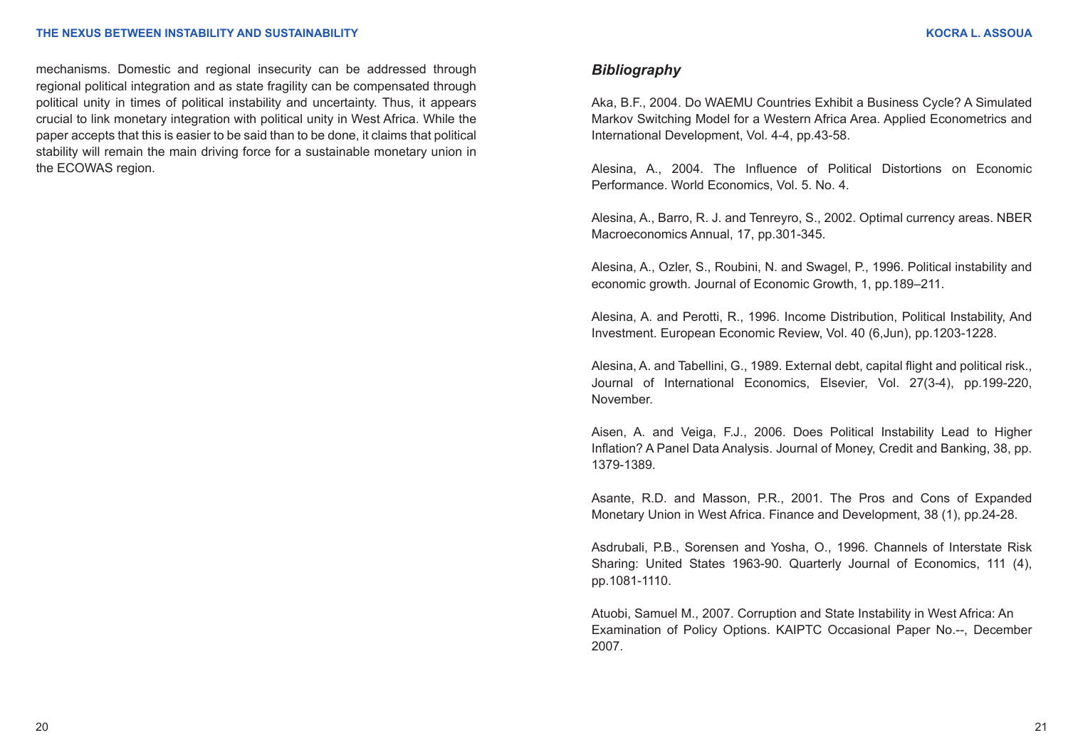mechanisms. Domestic and regional insecurity can be addressed through regional political integration and as state fragility can be compensated through political unity in times of political instability and uncertainty. Thus, it appears crucial to link monetary integration with political unity in West Africa. While the paper accepts that this is easier to be said than to be done, it claims that political stability will remain the main driving force for a sustainable monetary union in the ECOWAS region.

## *Bibliography*

Aka, B.F., 2004. Do WAEMU Countries Exhibit a Business Cycle? A Simulated Markov Switching Model for a Western Africa Area. Applied Econometrics and International Development, Vol. 4-4, pp.43-58.

Alesina, A., 2004. The Influence of Political Distortions on Economic Performance. World Economics, Vol. 5. No. 4.

Alesina, A., Barro, R. J. and Tenreyro, S., 2002. Optimal currency areas. NBER Macroeconomics Annual, 17, pp.301-345.

Alesina, A., Ozler, S., Roubini, N. and Swagel, P., 1996. Political instability and economic growth. Journal of Economic Growth, 1, pp.189–211.

Alesina, A. and Perotti, R., 1996. Income Distribution, Political Instability, And Investment. European Economic Review, Vol. 40 (6,Jun), pp.1203-1228.

Alesina, A. and Tabellini, G., 1989. External debt, capital flight and political risk., Journal of International Economics, Elsevier, Vol. 27(3-4), pp.199-220, November.

Aisen, A. and Veiga, F.J., 2006. Does Political Instability Lead to Higher Inflation? A Panel Data Analysis. Journal of Money, Credit and Banking, 38, pp. 1379-1389.

Asante, R.D. and Masson, P.R., 2001. The Pros and Cons of Expanded Monetary Union in West Africa. Finance and Development, 38 (1), pp.24-28.

Asdrubali, P.B., Sorensen and Yosha, O., 1996. Channels of Interstate Risk Sharing: United States 1963-90. Quarterly Journal of Economics, 111 (4), pp.1081-1110.

Atuobi, Samuel M., 2007. Corruption and State Instability in West Africa: An Examination of Policy Options. KAIPTC Occasional Paper No.--, December 2007.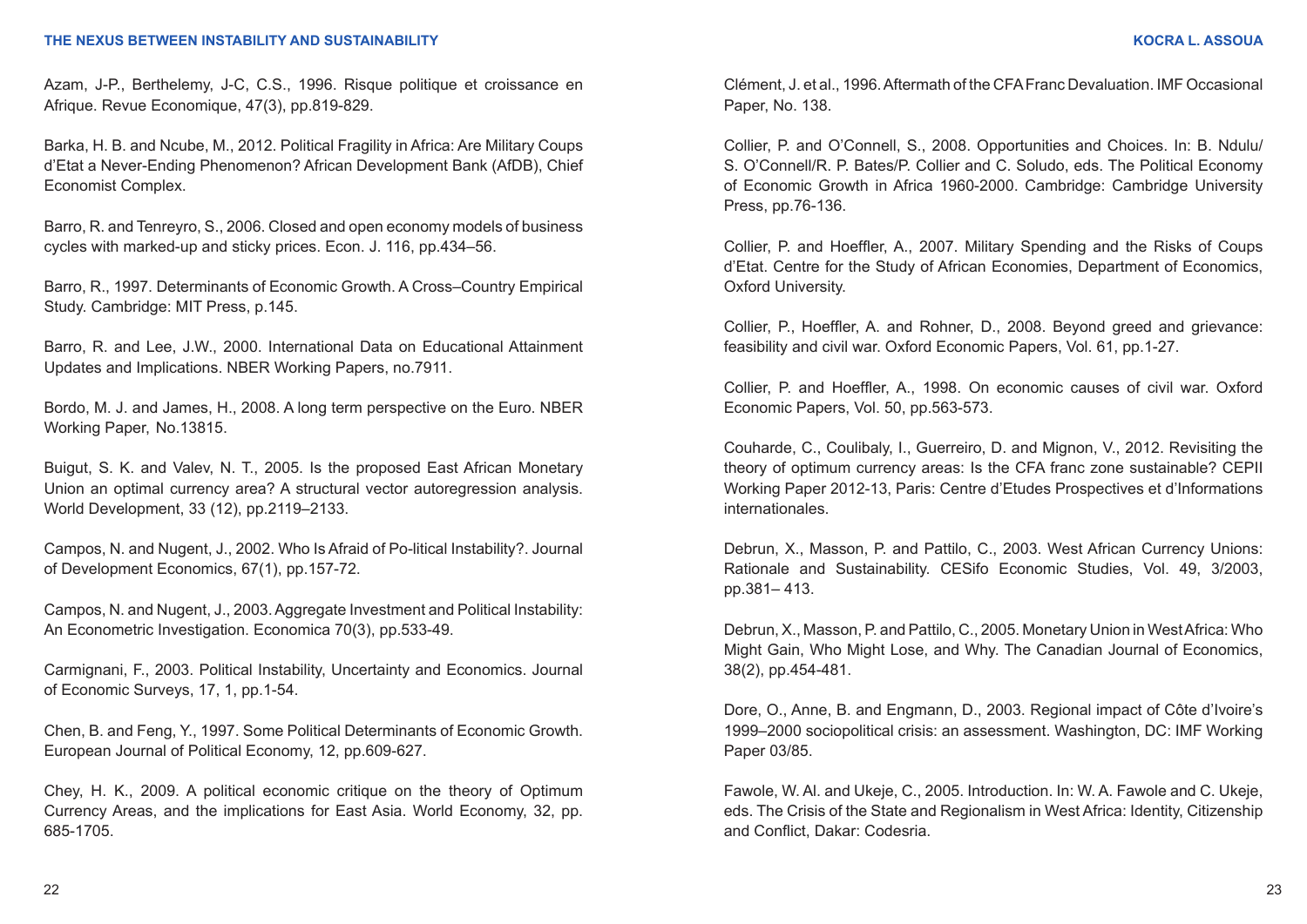Azam, J-P., Berthelemy, J-C, C.S., 1996. Risque politique et croissance en Afrique. Revue Economique, 47(3), pp.819-829.

Barka, H. B. and Ncube, M., 2012. Political Fragility in Africa: Are Military Coups d'Etat a Never-Ending Phenomenon? African Development Bank (AfDB), Chief Economist Complex.

Barro, R. and Tenreyro, S., 2006. Closed and open economy models of business cycles with marked-up and sticky prices. Econ. J. 116, pp.434–56.

Barro, R., 1997. Determinants of Economic Growth. A Cross–Country Empirical Study. Cambridge: MIT Press, p.145.

Barro, R. and Lee, J.W., 2000. International Data on Educational Attainment Updates and Implications. NBER Working Papers, no.7911.

Bordo, M. J. and James, H., 2008. A long term perspective on the Euro. NBER Working Paper, No.13815.

Buigut, S. K. and Valev, N. T., 2005. Is the proposed East African Monetary Union an optimal currency area? A structural vector autoregression analysis. World Development, 33 (12), pp.2119–2133.

Campos, N. and Nugent, J., 2002. Who Is Afraid of Po-litical Instability?. Journal of Development Economics, 67(1), pp.157-72.

Campos, N. and Nugent, J., 2003. Aggregate Investment and Political Instability: An Econometric Investigation. Economica 70(3), pp.533-49.

Carmignani, F., 2003. Political Instability, Uncertainty and Economics. Journal of Economic Surveys, 17, 1, pp.1-54.

Chen, B. and Feng, Y., 1997. Some Political Determinants of Economic Growth. European Journal of Political Economy, 12, pp.609-627.

Chey, H. K., 2009. A political economic critique on the theory of Optimum Currency Areas, and the implications for East Asia. World Economy, 32, pp. 685-1705.

Clément, J. et al., 1996. Aftermath of the CFA Franc Devaluation. IMF Occasional Paper, No. 138.

Collier, P. and O'Connell, S., 2008. Opportunities and Choices. In: B. Ndulu/ S. O'Connell/R. P. Bates/P. Collier and C. Soludo, eds. The Political Economy of Economic Growth in Africa 1960-2000. Cambridge: Cambridge University Press, pp.76-136.

Collier, P. and Hoeffler, A., 2007. Military Spending and the Risks of Coups d'Etat. Centre for the Study of African Economies, Department of Economics, Oxford University.

Collier, P., Hoeffler, A. and Rohner, D., 2008. Beyond greed and grievance: feasibility and civil war. Oxford Economic Papers, Vol. 61, pp.1-27.

Collier, P. and Hoeffler, A., 1998. On economic causes of civil war. Oxford Economic Papers, Vol. 50, pp.563-573.

Couharde, C., Coulibaly, I., Guerreiro, D. and Mignon, V., 2012. Revisiting the theory of optimum currency areas: Is the CFA franc zone sustainable? CEPII Working Paper 2012-13, Paris: Centre d'Etudes Prospectives et d'Informations internationales.

Debrun, X., Masson, P. and Pattilo, C., 2003. West African Currency Unions: Rationale and Sustainability. CESifo Economic Studies, Vol. 49, 3/2003, pp.381– 413.

Debrun, X., Masson, P. and Pattilo, C., 2005. Monetary Union in West Africa: Who Might Gain, Who Might Lose, and Why. The Canadian Journal of Economics, 38(2), pp.454-481.

Dore, O., Anne, B. and Engmann, D., 2003. Regional impact of Côte d'Ivoire's 1999–2000 sociopolitical crisis: an assessment. Washington, DC: IMF Working Paper 03/85.

Fawole, W. Al. and Ukeje, C., 2005. Introduction. In: W. A. Fawole and C. Ukeje, eds. The Crisis of the State and Regionalism in West Africa: Identity, Citizenship and Conflict, Dakar: Codesria.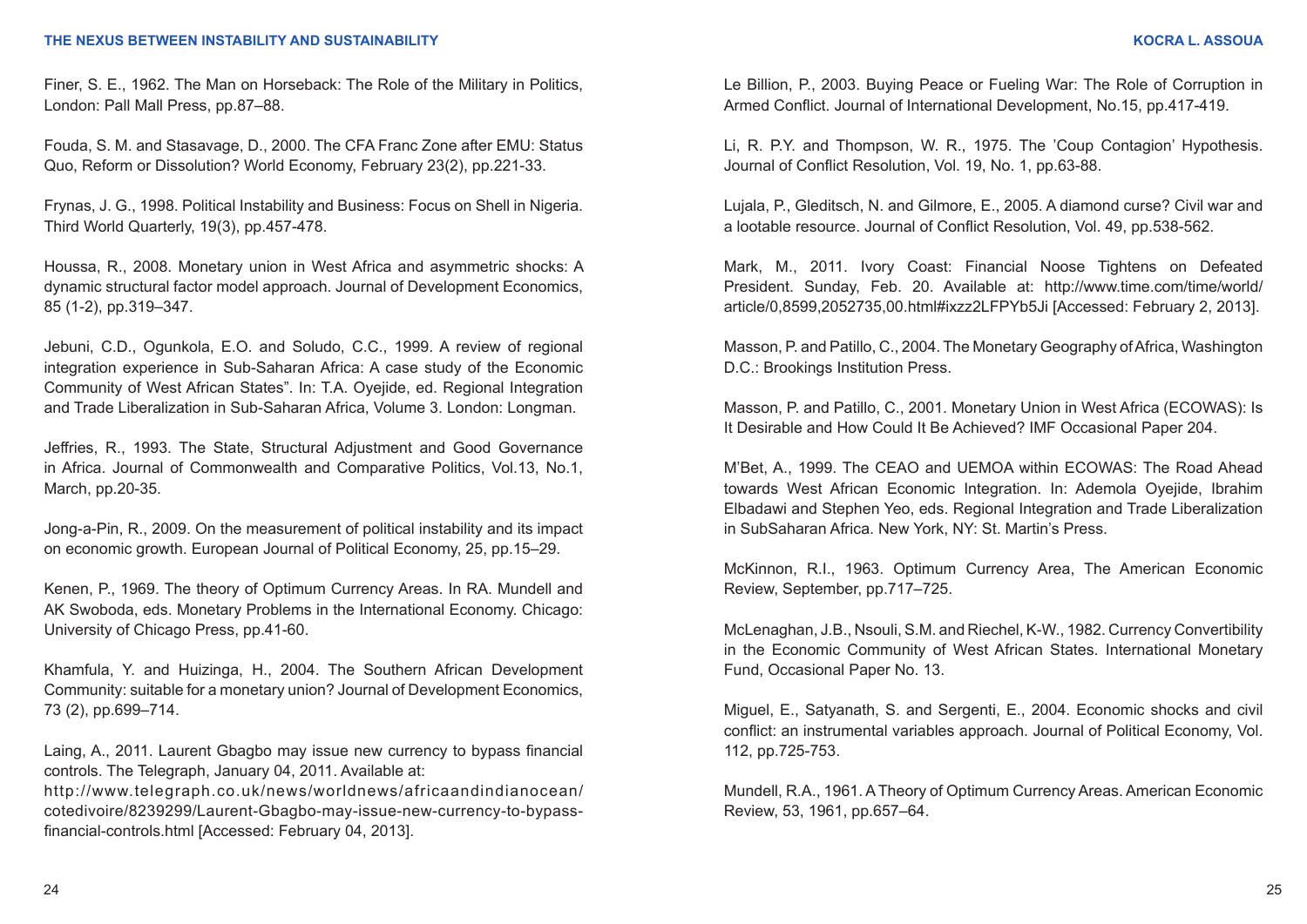Finer, S. E., 1962. The Man on Horseback: The Role of the Military in Politics, London: Pall Mall Press, pp.87–88.

Fouda, S. M. and Stasavage, D., 2000. The CFA Franc Zone after EMU: Status Quo, Reform or Dissolution? World Economy, February 23(2), pp.221-33.

Frynas, J. G., 1998. Political Instability and Business: Focus on Shell in Nigeria. Third World Quarterly, 19(3), pp.457-478.

Houssa, R., 2008. Monetary union in West Africa and asymmetric shocks: A dynamic structural factor model approach. Journal of Development Economics, 85 (1-2), pp.319–347.

Jebuni, C.D., Ogunkola, E.O. and Soludo, C.C., 1999. A review of regional integration experience in Sub-Saharan Africa: A case study of the Economic Community of West African States". In: T.A. Oyejide, ed. Regional Integration and Trade Liberalization in Sub-Saharan Africa, Volume 3. London: Longman.

Jeffries, R., 1993. The State, Structural Adjustment and Good Governance in Africa. Journal of Commonwealth and Comparative Politics, Vol.13, No.1, March, pp.20-35.

Jong-a-Pin, R., 2009. On the measurement of political instability and its impact on economic growth. European Journal of Political Economy, 25, pp.15–29.

Kenen, P., 1969. The theory of Optimum Currency Areas. In RA. Mundell and AK Swoboda, eds. Monetary Problems in the International Economy. Chicago: University of Chicago Press, pp.41-60.

Khamfula, Y. and Huizinga, H., 2004. The Southern African Development Community: suitable for a monetary union? Journal of Development Economics, 73 (2), pp.699–714.

Laing, A., 2011. Laurent Gbagbo may issue new currency to bypass financial controls. The Telegraph, January 04, 2011. Available at: http://www.telegraph.co.uk/news/worldnews/africaandindianocean/cotedivoire/8239299/Laurent-Gbagbo-may-issue-new-currency-to-bypass-financial-controls.html [Accessed: February 04, 2013].

Le Billion, P., 2003. Buying Peace or Fueling War: The Role of Corruption in Armed Conflict. Journal of International Development, No.15, pp.417-419.

Li, R. P.Y. and Thompson, W. R., 1975. The 'Coup Contagion' Hypothesis. Journal of Conflict Resolution, Vol. 19, No. 1, pp.63-88.

Lujala, P., Gleditsch, N. and Gilmore, E., 2005. A diamond curse? Civil war and a lootable resource. Journal of Conflict Resolution, Vol. 49, pp.538-562.

Mark, M., 2011. Ivory Coast: Financial Noose Tightens on Defeated President. Sunday, Feb. 20. Available at: http://www.time.com/time/world/article/0,8599,2052735,00.html#ixzz2LFPYb5Ji [Accessed: February 2, 2013].

Masson, P. and Patillo, C., 2004. The Monetary Geography of Africa, Washington D.C.: Brookings Institution Press.

Masson, P. and Patillo, C., 2001. Monetary Union in West Africa (ECOWAS): Is It Desirable and How Could It Be Achieved? IMF Occasional Paper 204.

M'Bet, A., 1999. The CEAO and UEMOA within ECOWAS: The Road Ahead towards West African Economic Integration. In: Ademola Oyejide, Ibrahim Elbadawi and Stephen Yeo, eds. Regional Integration and Trade Liberalization in SubSaharan Africa. New York, NY: St. Martin's Press.

McKinnon, R.I., 1963. Optimum Currency Area, The American Economic Review, September, pp.717–725.

McLenaghan, J.B., Nsouli, S.M. and Riechel, K-W., 1982. Currency Convertibility in the Economic Community of West African States. International Monetary Fund, Occasional Paper No. 13.

Miguel, E., Satyanath, S. and Sergenti, E., 2004. Economic shocks and civil conflict: an instrumental variables approach. Journal of Political Economy, Vol. 112, pp.725-753.

Mundell, R.A., 1961. A Theory of Optimum Currency Areas. American Economic Review, 53, 1961, pp.657–64.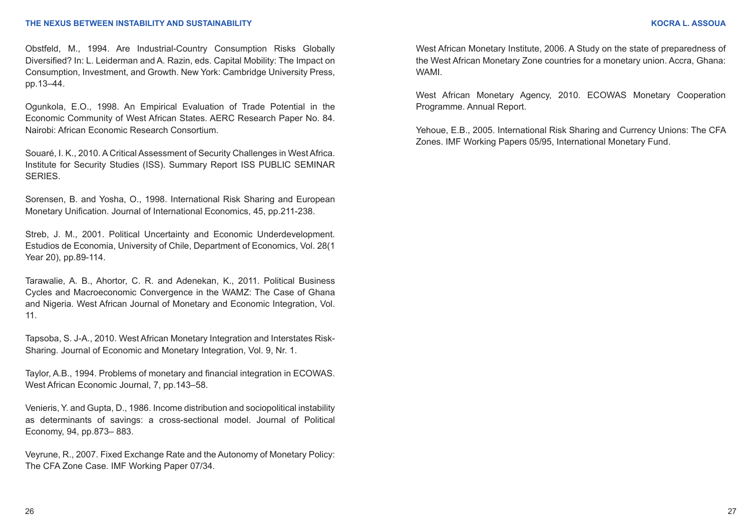Obstfeld, M., 1994. Are Industrial-Country Consumption Risks Globally Diversified? In: L. Leiderman and A. Razin, eds. Capital Mobility: The Impact on Consumption, Investment, and Growth. New York: Cambridge University Press, pp.13–44.

Ogunkola, E.O., 1998. An Empirical Evaluation of Trade Potential in the Economic Community of West African States. AERC Research Paper No. 84. Nairobi: African Economic Research Consortium.

Souaré, I. K., 2010. A Critical Assessment of Security Challenges in West Africa. Institute for Security Studies (ISS). Summary Report ISS PUBLIC SEMINAR SERIES.

Sorensen, B. and Yosha, O., 1998. International Risk Sharing and European Monetary Unification. Journal of International Economics, 45, pp.211-238.

Streb, J. M., 2001. Political Uncertainty and Economic Underdevelopment. Estudios de Economia, University of Chile, Department of Economics, Vol. 28(1 Year 20), pp.89-114.

Tarawalie, A. B., Ahortor, C. R. and Adenekan, K., 2011. Political Business Cycles and Macroeconomic Convergence in the WAMZ: The Case of Ghana and Nigeria. West African Journal of Monetary and Economic Integration, Vol. 11.

Tapsoba, S. J-A., 2010. West African Monetary Integration and Interstates Risk-Sharing. Journal of Economic and Monetary Integration, Vol. 9, Nr. 1.

Taylor, A.B., 1994. Problems of monetary and financial integration in ECOWAS. West African Economic Journal, 7, pp.143–58.

Venieris, Y. and Gupta, D., 1986. Income distribution and sociopolitical instability as determinants of savings: a cross-sectional model. Journal of Political Economy, 94, pp.873– 883.

Veyrune, R., 2007. Fixed Exchange Rate and the Autonomy of Monetary Policy: The CFA Zone Case. IMF Working Paper 07/34.

West African Monetary Institute, 2006. A Study on the state of preparedness of the West African Monetary Zone countries for a monetary union. Accra, Ghana: WAMI.

West African Monetary Agency, 2010. ECOWAS Monetary Cooperation Programme. Annual Report.

Yehoue, E.B., 2005. International Risk Sharing and Currency Unions: The CFA Zones. IMF Working Papers 05/95, International Monetary Fund.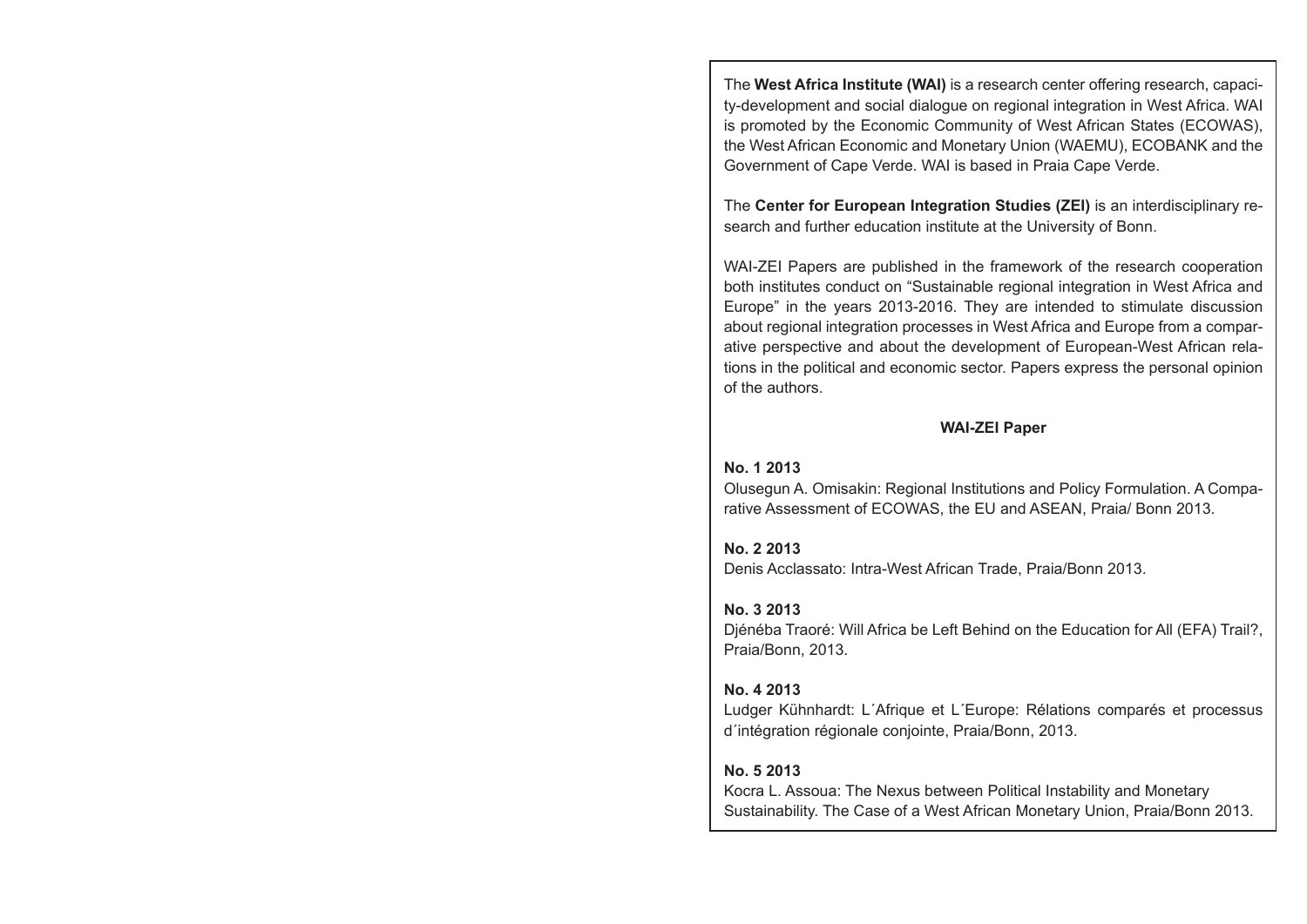The **West Africa Institute (WAI)** is a research center offering research, capacity-development and social dialogue on regional integration in West Africa. WAI is promoted by the Economic Community of West African States (ECOWAS), the West African Economic and Monetary Union (WAEMU), ECOBANK and the Government of Cape Verde. WAI is based in Praia Cape Verde.

The **Center for European Integration Studies (ZEI)** is an interdisciplinary research and further education institute at the University of Bonn.

WAI-ZEI Papers are published in the framework of the research cooperation both institutes conduct on "Sustainable regional integration in West Africa and Europe" in the years 2013-2016. They are intended to stimulate discussion about regional integration processes in West Africa and Europe from a comparative perspective and about the development of European-West African relations in the political and economic sector. Papers express the personal opinion of the authors.

**WAI-ZEI Paper**

**No. 1 2013**
Olusegun A. Omisakin: Regional Institutions and Policy Formulation. A Comparative Assessment of ECOWAS, the EU and ASEAN, Praia/ Bonn 2013.

**No. 2 2013**
Denis Acclassato: Intra-West African Trade, Praia/Bonn 2013.

**No. 3 2013**
Djénéba Traoré: Will Africa be Left Behind on the Education for All (EFA) Trail?, Praia/Bonn, 2013.

**No. 4 2013**
Ludger Kühnhardt: L´Afrique et L´Europe: Rélations comparés et processus d´intégration régionale conjointe, Praia/Bonn, 2013.

**No. 5 2013**
Kocra L. Assoua: The Nexus between Political Instability and Monetary Sustainability. The Case of a West African Monetary Union, Praia/Bonn 2013.